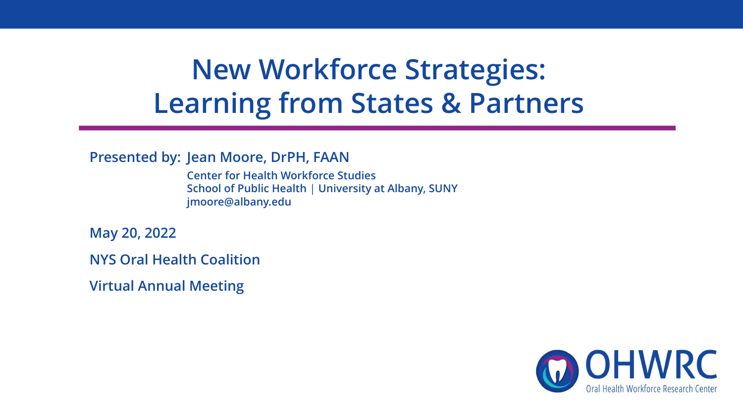# New Workforce Strategies: Learning from States & Partners

**Presented by: Jean Moore, DrPH, FAAN**

**Center for Health Workforce Studies**
**School of Public Health | University at Albany, SUNY**
**jmoore@albany.edu**

**May 20, 2022**

**NYS Oral Health Coalition**

**Virtual Annual Meeting**

OHWRC
Oral Health Workforce Research Center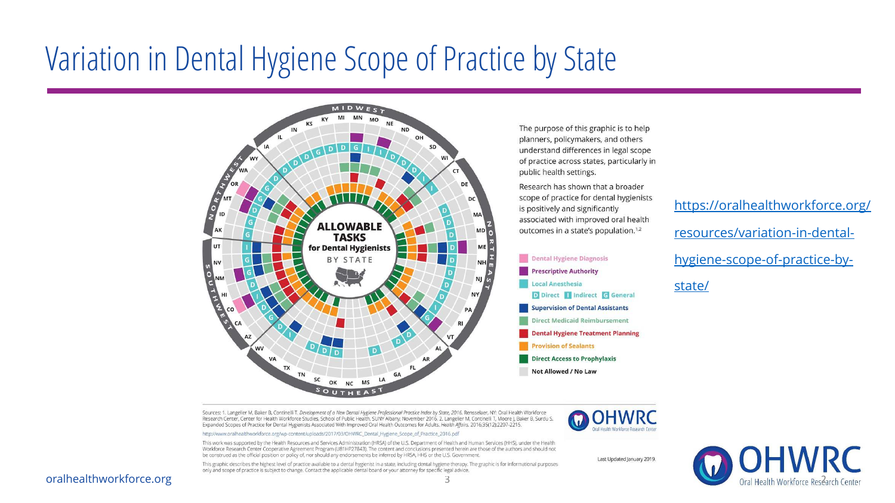# Variation in Dental Hygiene Scope of Practice by State

**ALLOWABLE TASKS for Dental Hygienists BY STATE**

MIDWEST: KS, KY, MI, MN, MO, NE, ND, OH, SD, WI, IN, IL, IA

NORTHEAST: CT, DE, DC, MA, MD, ME, NH, NJ, NY, PA, RI, VT

SOUTHEAST: AL, AR, FL, GA, LA, MS, NC, OK, SC, TN, TX, VA, WV

SOUTHWEST: AZ, CA, CO, HI, NM, NV, UT

NORTHWEST: WY, WA, OR, MT, ID, AK

The purpose of this graphic is to help planners, policymakers, and others understand differences in legal scope of practice across states, particularly in public health settings.

Research has shown that a broader scope of practice for dental hygienists is positively and significantly associated with improved oral health outcomes in a state's population.[1,2]

- Dental Hygiene Diagnosis
- Prescriptive Authority
- Local Anesthesia
  - D Direct
  - I Indirect
  - G General
- Supervision of Dental Assistants
- Direct Medicaid Reimbursement
- Dental Hygiene Treatment Planning
- Provision of Sealants
- Direct Access to Prophylaxis
- Not Allowed / No Law

Sources: 1. Langelier M, Baker B, Continelli T. *Development of a New Dental Hygiene Professional Practice Index by State, 2016.* Rensselaer, NY: Oral Health Workforce Research Center, Center for Health Workforce Studies, School of Public Health, SUNY Albany; November 2016. 2. Langelier M, Continelli T, Moore J, Baker B, Surdu S. Expanded Scopes of Practice for Dental Hygienists Associated With Improved Oral Health Outcomes for Adults. *Health Affairs.* 2016;35(12):2207-2215.

http://www.oralhealthworkforce.org/wp-content/uploads/2017/03/OHWRC_Dental_Hygiene_Scope_of_Practice_2016.pdf

This work was supported by the Health Resources and Services Administration (HRSA) of the U.S. Department of Health and Human Services (HHS), under the Health Workforce Research Center Cooperative Agreement Program (U81HP27843). The content and conclusions presented herein are those of the authors and should not be construed as the official position or policy of, nor should any endorsements be inferred by HRSA, HHS or the U.S. Government.

This graphic describes the highest level of practice available to a dental hygienist in a state, including dental hygiene therapy. The graphic is for informational purposes only and scope of practice is subject to change. Contact the applicable dental board or your attorney for specific legal advice.

OHWRC Oral Health Workforce Research Center

Last Updated January 2019.

https://oralhealthworkforce.org/resources/variation-in-dental-hygiene-scope-of-practice-by-state/

oralhealthworkforce.org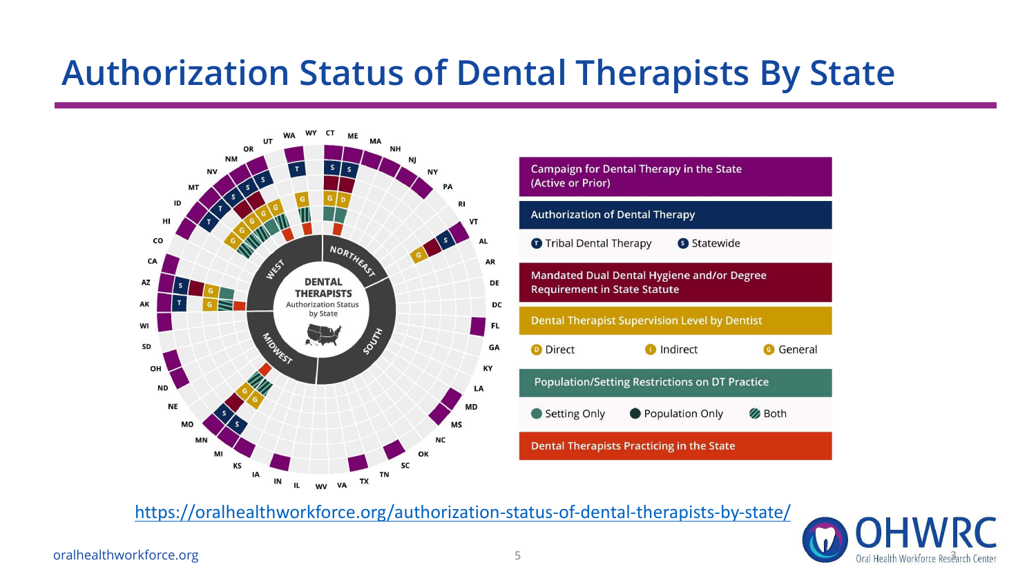# Authorization Status of Dental Therapists By State

DENTAL THERAPISTS
Authorization Status by State

WEST · NORTHEAST · SOUTH · MIDWEST

- **Campaign for Dental Therapy in the State (Active or Prior)**
- **Authorization of Dental Therapy**
  - T Tribal Dental Therapy
  - S Statewide
- **Mandated Dual Dental Hygiene and/or Degree Requirement in State Statute**
- **Dental Therapist Supervision Level by Dentist**
  - D Direct
  - I Indirect
  - G General
- **Population/Setting Restrictions on DT Practice**
  - Setting Only
  - Population Only
  - Both
- **Dental Therapists Practicing in the State**

https://oralhealthworkforce.org/authorization-status-of-dental-therapists-by-state/

oralhealthworkforce.org

OHWRC Oral Health Workforce Research Center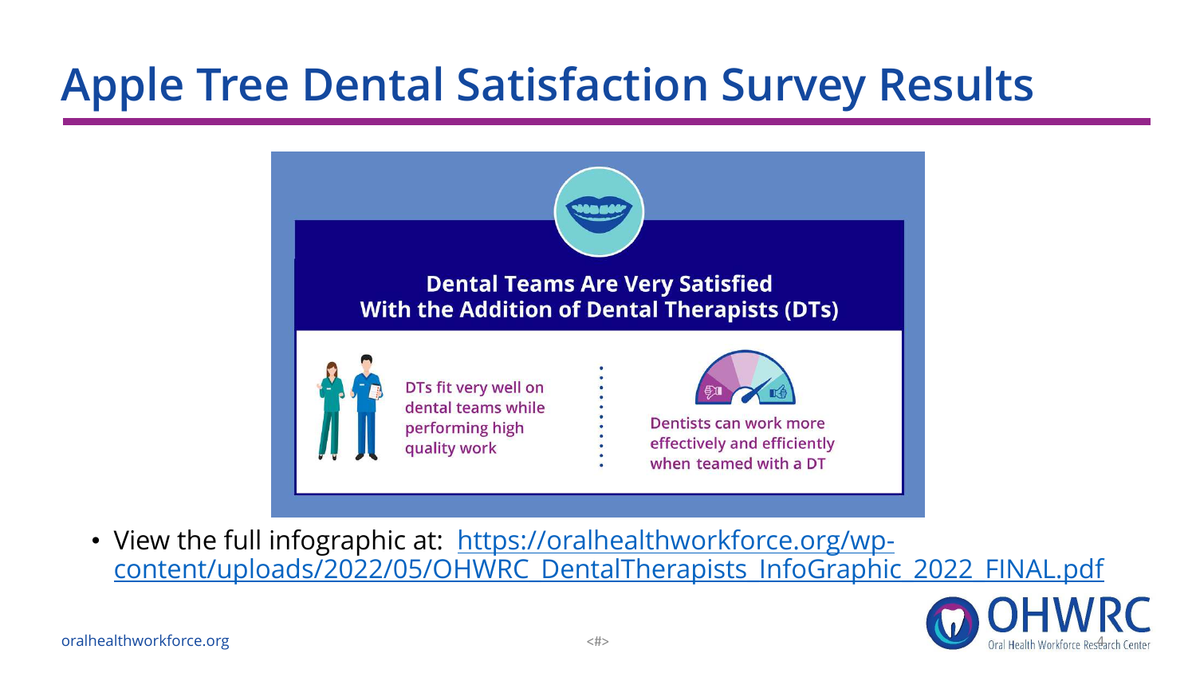# Apple Tree Dental Satisfaction Survey Results

**Dental Teams Are Very Satisfied With the Addition of Dental Therapists (DTs)**

DTs fit very well on dental teams while performing high quality work

Dentists can work more effectively and efficiently when teamed with a DT

- View the full infographic at: https://oralhealthworkforce.org/wp-content/uploads/2022/05/OHWRC_DentalTherapists_InfoGraphic_2022_FINAL.pdf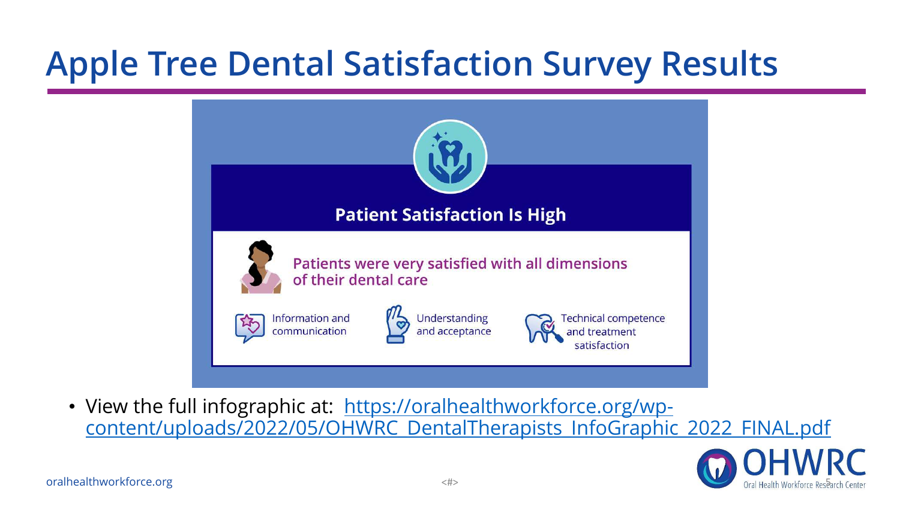# Apple Tree Dental Satisfaction Survey Results

## Patient Satisfaction Is High

Patients were very satisfied with all dimensions of their dental care

- Information and communication
- Understanding and acceptance
- Technical competence and treatment satisfaction

- View the full infographic at: [https://oralhealthworkforce.org/wp-content/uploads/2022/05/OHWRC_DentalTherapists_InfoGraphic_2022_FINAL.pdf](https://oralhealthworkforce.org/wp-content/uploads/2022/05/OHWRC_DentalTherapists_InfoGraphic_2022_FINAL.pdf)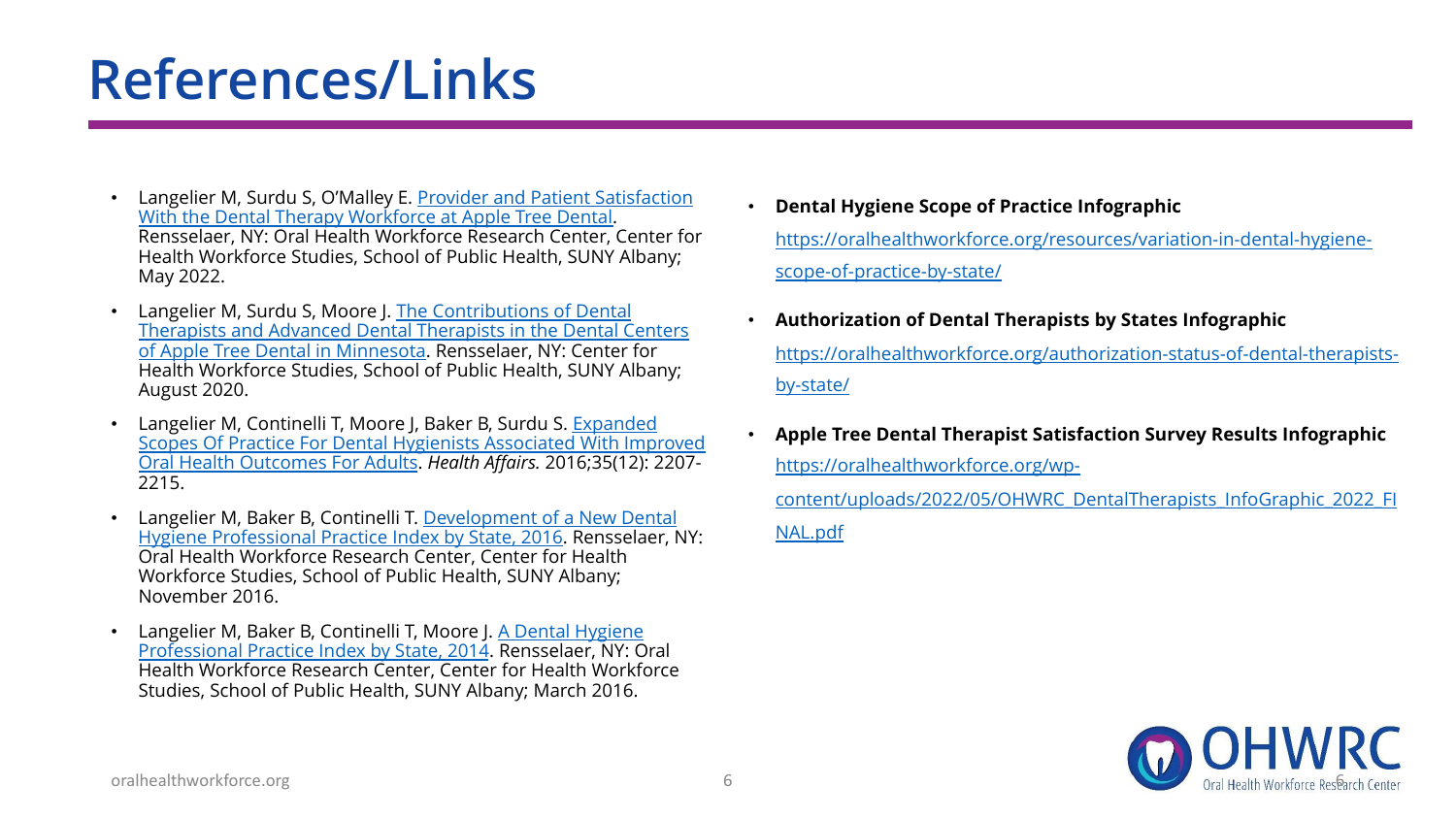# References/Links

- Langelier M, Surdu S, O'Malley E. Provider and Patient Satisfaction With the Dental Therapy Workforce at Apple Tree Dental. Rensselaer, NY: Oral Health Workforce Research Center, Center for Health Workforce Studies, School of Public Health, SUNY Albany; May 2022.
- Langelier M, Surdu S, Moore J. The Contributions of Dental Therapists and Advanced Dental Therapists in the Dental Centers of Apple Tree Dental in Minnesota. Rensselaer, NY: Center for Health Workforce Studies, School of Public Health, SUNY Albany; August 2020.
- Langelier M, Continelli T, Moore J, Baker B, Surdu S. Expanded Scopes Of Practice For Dental Hygienists Associated With Improved Oral Health Outcomes For Adults. *Health Affairs.* 2016;35(12): 2207-2215.
- Langelier M, Baker B, Continelli T. Development of a New Dental Hygiene Professional Practice Index by State, 2016. Rensselaer, NY: Oral Health Workforce Research Center, Center for Health Workforce Studies, School of Public Health, SUNY Albany; November 2016.
- Langelier M, Baker B, Continelli T, Moore J. A Dental Hygiene Professional Practice Index by State, 2014. Rensselaer, NY: Oral Health Workforce Research Center, Center for Health Workforce Studies, School of Public Health, SUNY Albany; March 2016.

- **Dental Hygiene Scope of Practice Infographic**
  https://oralhealthworkforce.org/resources/variation-in-dental-hygiene-scope-of-practice-by-state/
- **Authorization of Dental Therapists by States Infographic**
  https://oralhealthworkforce.org/authorization-status-of-dental-therapists-by-state/
- **Apple Tree Dental Therapist Satisfaction Survey Results Infographic**
  https://oralhealthworkforce.org/wp-content/uploads/2022/05/OHWRC_DentalTherapists_InfoGraphic_2022_FINAL.pdf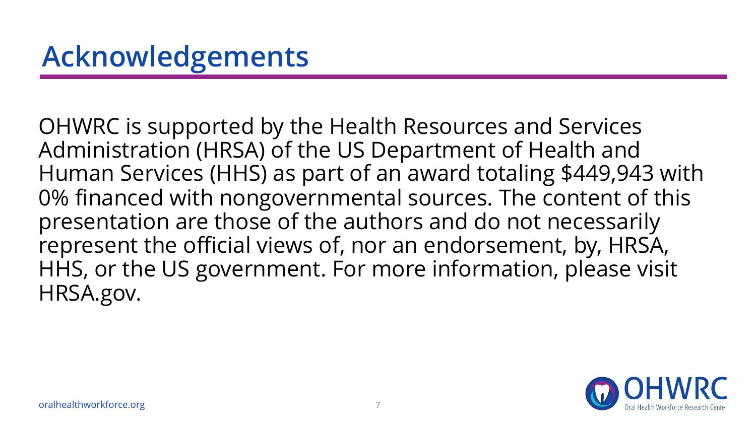# Acknowledgements

OHWRC is supported by the Health Resources and Services Administration (HRSA) of the US Department of Health and Human Services (HHS) as part of an award totaling $449,943 with 0% financed with nongovernmental sources. The content of this presentation are those of the authors and do not necessarily represent the official views of, nor an endorsement, by, HRSA, HHS, or the US government. For more information, please visit HRSA.gov.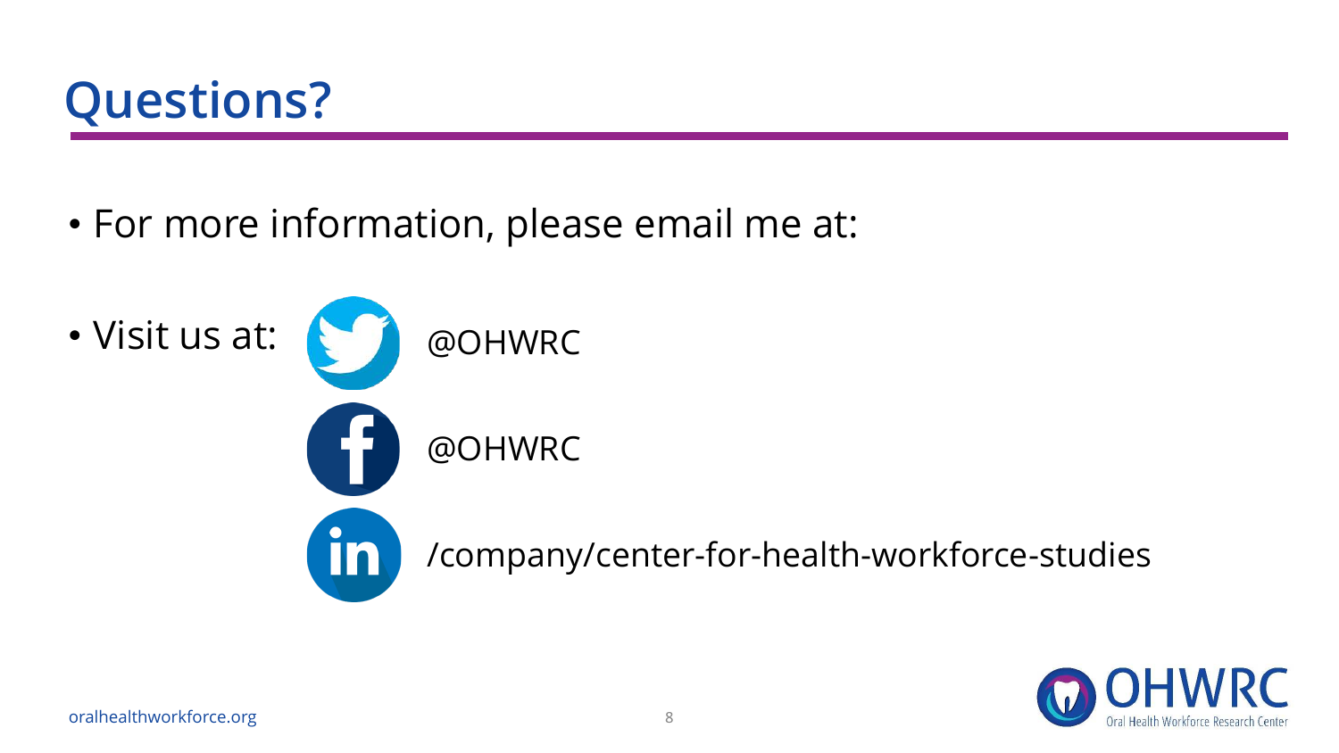# Questions?

- For more information, please email me at:
- Visit us at:

@OHWRC

@OHWRC

/company/center-for-health-workforce-studies

oralhealthworkforce.org

OHWRC Oral Health Workforce Research Center